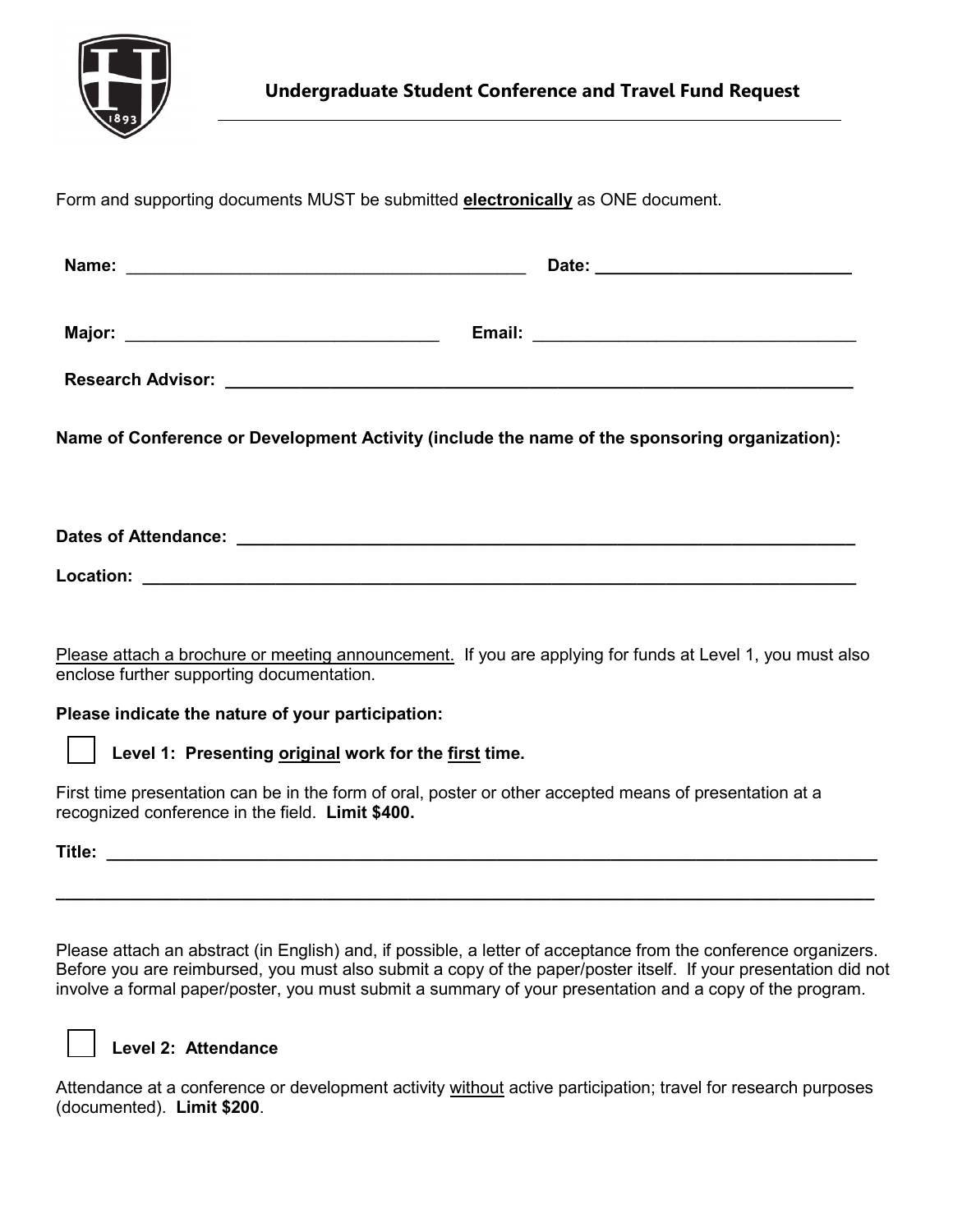## Undergraduate Student Conference and Travel Fund Request

Form and supporting documents MUST be submitted **electronically** as ONE document.

**Name:** ________________________________________ **Date:** __________________________

**Major:** ______________________________ **Email:** _______________________________

**Research Advisor:** _______________________________________________________________

**Name of Conference or Development Activity (include the name of the sponsoring organization):**

**Dates of Attendance:** ____________________________________________________________

**Location:** _______________________________________________________________________

Please attach a brochure or meeting announcement. If you are applying for funds at Level 1, you must also enclose further supporting documentation.

**Please indicate the nature of your participation:**

☐ **Level 1: Presenting original work for the first time.**

First time presentation can be in the form of oral, poster or other accepted means of presentation at a recognized conference in the field. **Limit $400.**

**Title:** _____________________________________________________________________________

_____________________________________________________________________________________

Please attach an abstract (in English) and, if possible, a letter of acceptance from the conference organizers. Before you are reimbursed, you must also submit a copy of the paper/poster itself. If your presentation did not involve a formal paper/poster, you must submit a summary of your presentation and a copy of the program.

☐ **Level 2: Attendance**

Attendance at a conference or development activity without active participation; travel for research purposes (documented). **Limit $200**.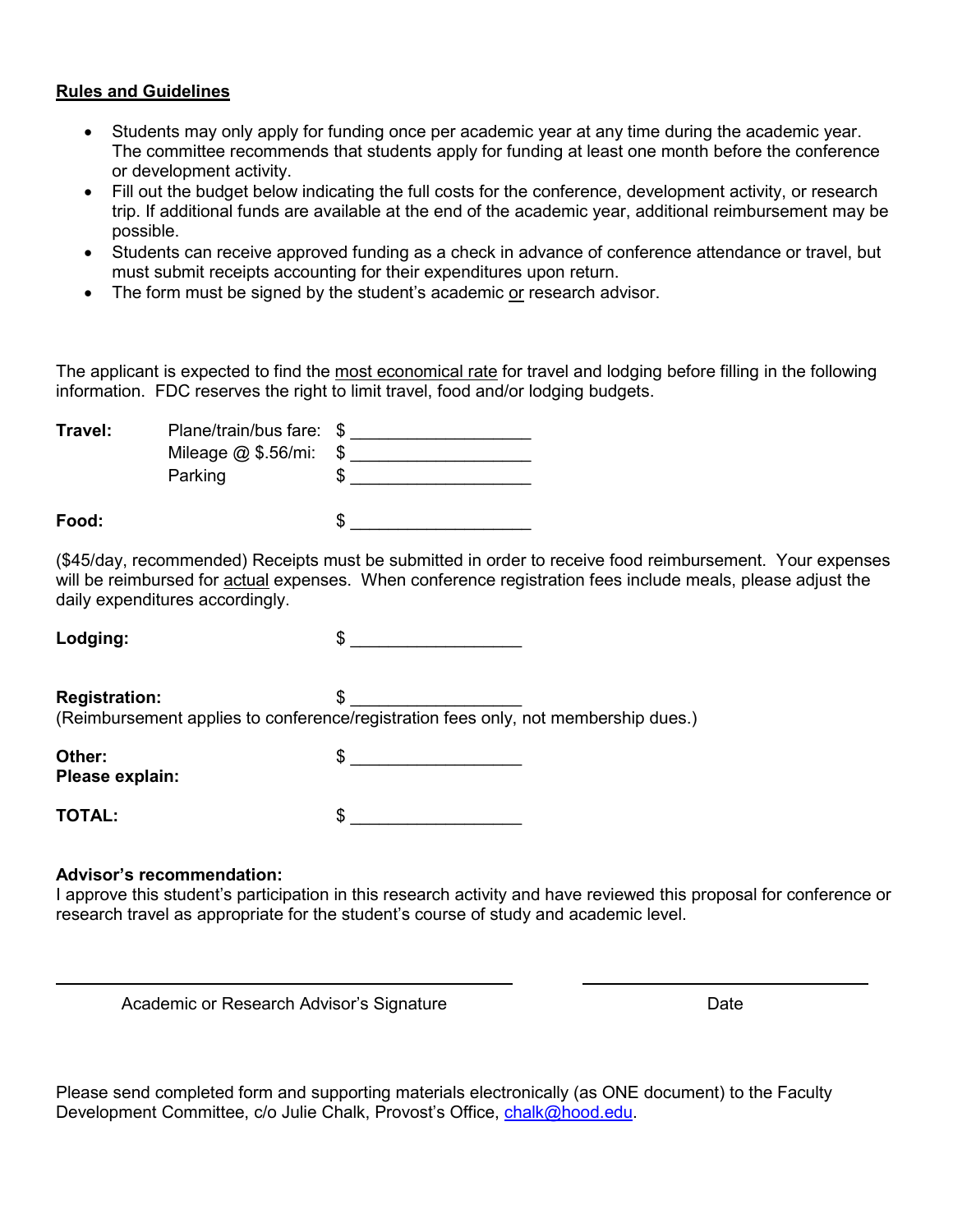**Rules and Guidelines**

- Students may only apply for funding once per academic year at any time during the academic year. The committee recommends that students apply for funding at least one month before the conference or development activity.
- Fill out the budget below indicating the full costs for the conference, development activity, or research trip. If additional funds are available at the end of the academic year, additional reimbursement may be possible.
- Students can receive approved funding as a check in advance of conference attendance or travel, but must submit receipts accounting for their expenditures upon return.
- The form must be signed by the student's academic or research advisor.

The applicant is expected to find the most economical rate for travel and lodging before filling in the following information. FDC reserves the right to limit travel, food and/or lodging budgets.

**Travel:** Plane/train/bus fare: $ ___________________

Mileage @ $.56/mi: $ ___________________

Parking $ ___________________

**Food:** $ ___________________

($45/day, recommended) Receipts must be submitted in order to receive food reimbursement. Your expenses will be reimbursed for actual expenses. When conference registration fees include meals, please adjust the daily expenditures accordingly.

**Lodging:** $ ___________________

**Registration:** $ ___________________

(Reimbursement applies to conference/registration fees only, not membership dues.)

**Other:** $ ___________________

**Please explain:**

**TOTAL:** $ ___________________

**Advisor's recommendation:**

I approve this student's participation in this research activity and have reviewed this proposal for conference or research travel as appropriate for the student's course of study and academic level.

_______________________________________ _______________________

Academic or Research Advisor's Signature Date

Please send completed form and supporting materials electronically (as ONE document) to the Faculty Development Committee, c/o Julie Chalk, Provost's Office, chalk@hood.edu.